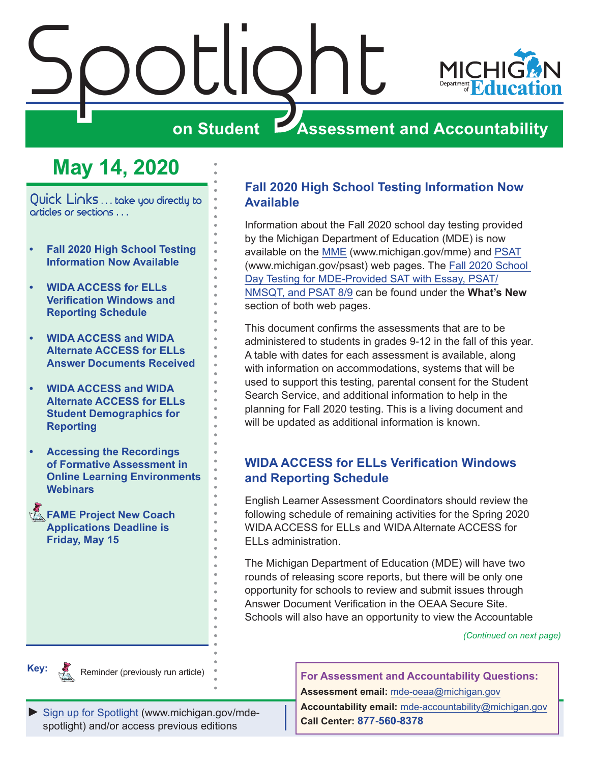# Spotlight on Student Assessment and Accountability

## May 14, 2020

Quick Links . . . take you directly to articles or sections . . .

- Fall 2020 High School Testing Information Now Available
- WIDA ACCESS for ELLs Verification Windows and Reporting Schedule
- WIDA ACCESS and WIDA Alternate ACCESS for ELLs Answer Documents Received
- WIDA ACCESS and WIDA Alternate ACCESS for ELLs Student Demographics for Reporting
- Accessing the Recordings of Formative Assessment in Online Learning Environments Webinars
- FAME Project New Coach Applications Deadline is Friday, May 15

Key: Reminder (previously run article)

## Fall 2020 High School Testing Information Now Available

Information about the Fall 2020 school day testing provided by the Michigan Department of Education (MDE) is now available on the MME (www.michigan.gov/mme) and PSAT (www.michigan.gov/psast) web pages. The Fall 2020 School Day Testing for MDE-Provided SAT with Essay, PSAT/NMSQT, and PSAT 8/9 can be found under the **What's New** section of both web pages.

This document confirms the assessments that are to be administered to students in grades 9-12 in the fall of this year. A table with dates for each assessment is available, along with information on accommodations, systems that will be used to support this testing, parental consent for the Student Search Service, and additional information to help in the planning for Fall 2020 testing. This is a living document and will be updated as additional information is known.

## WIDA ACCESS for ELLs Verification Windows and Reporting Schedule

English Learner Assessment Coordinators should review the following schedule of remaining activities for the Spring 2020 WIDA ACCESS for ELLs and WIDA Alternate ACCESS for ELLs administration.

The Michigan Department of Education (MDE) will have two rounds of releasing score reports, but there will be only one opportunity for schools to review and submit issues through Answer Document Verification in the OEAA Secure Site. Schools will also have an opportunity to view the Accountable

*(Continued on next page)*

**For Assessment and Accountability Questions:**
**Assessment email:** mde-oeaa@michigan.gov
**Accountability email:** mde-accountability@michigan.gov
**Call Center:** 877-560-8378

► Sign up for Spotlight (www.michigan.gov/mde-spotlight) and/or access previous editions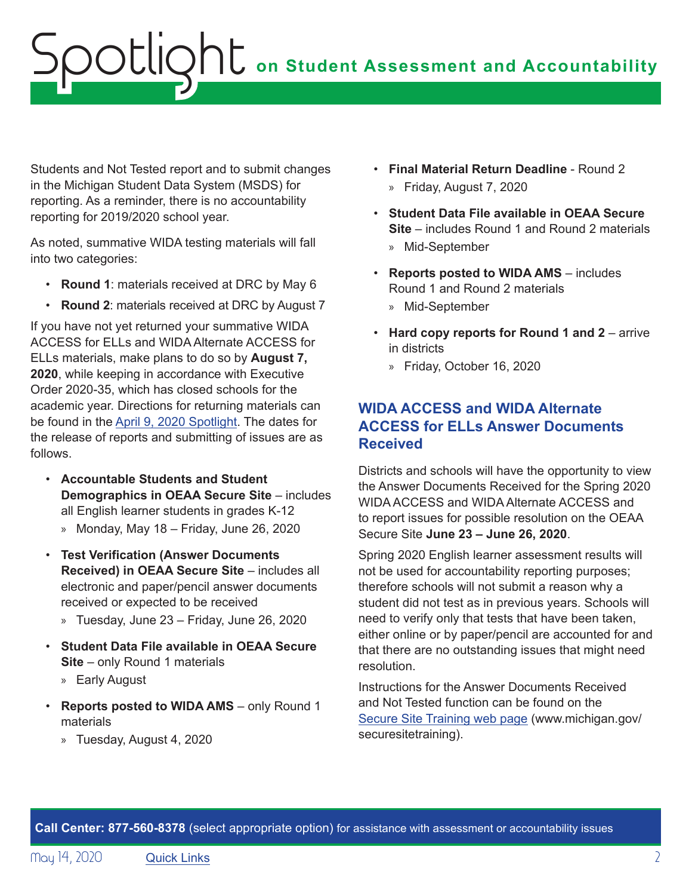Students and Not Tested report and to submit changes in the Michigan Student Data System (MSDS) for reporting. As a reminder, there is no accountability reporting for 2019/2020 school year.

As noted, summative WIDA testing materials will fall into two categories:

- **Round 1**: materials received at DRC by May 6
- **Round 2**: materials received at DRC by August 7

If you have not yet returned your summative WIDA ACCESS for ELLs and WIDA Alternate ACCESS for ELLs materials, make plans to do so by **August 7, 2020**, while keeping in accordance with Executive Order 2020-35, which has closed schools for the academic year. Directions for returning materials can be found in the [April 9, 2020 Spotlight](). The dates for the release of reports and submitting of issues are as follows.

- **Accountable Students and Student Demographics in OEAA Secure Site** – includes all English learner students in grades K-12
  - » Monday, May 18 – Friday, June 26, 2020
- **Test Verification (Answer Documents Received) in OEAA Secure Site** – includes all electronic and paper/pencil answer documents received or expected to be received
  - » Tuesday, June 23 – Friday, June 26, 2020
- **Student Data File available in OEAA Secure Site** – only Round 1 materials
  - » Early August
- **Reports posted to WIDA AMS** – only Round 1 materials
  - » Tuesday, August 4, 2020
- **Final Material Return Deadline** - Round 2
  - » Friday, August 7, 2020
- **Student Data File available in OEAA Secure Site** – includes Round 1 and Round 2 materials
  - » Mid-September
- **Reports posted to WIDA AMS** – includes Round 1 and Round 2 materials
  - » Mid-September
- **Hard copy reports for Round 1 and 2** – arrive in districts
  - » Friday, October 16, 2020

## WIDA ACCESS and WIDA Alternate ACCESS for ELLs Answer Documents Received

Districts and schools will have the opportunity to view the Answer Documents Received for the Spring 2020 WIDA ACCESS and WIDA Alternate ACCESS and to report issues for possible resolution on the OEAA Secure Site **June 23 – June 26, 2020**.

Spring 2020 English learner assessment results will not be used for accountability reporting purposes; therefore schools will not submit a reason why a student did not test as in previous years. Schools will need to verify only that tests that have been taken, either online or by paper/pencil are accounted for and that there are no outstanding issues that might need resolution.

Instructions for the Answer Documents Received and Not Tested function can be found on the [Secure Site Training web page]() (www.michigan.gov/securesitetraining).

**Call Center: 877-560-8378** (select appropriate option) for assistance with assessment or accountability issues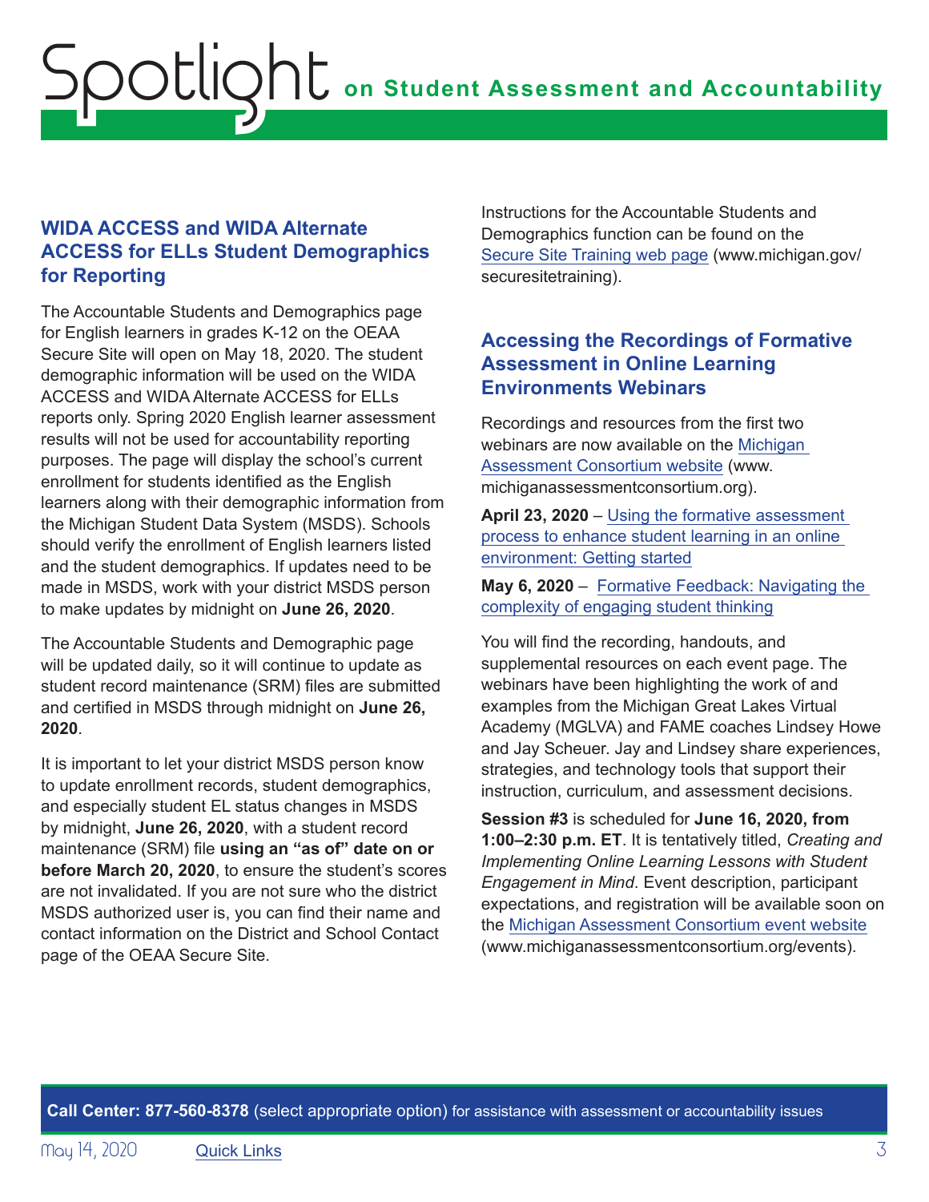## WIDA ACCESS and WIDA Alternate ACCESS for ELLs Student Demographics for Reporting

The Accountable Students and Demographics page for English learners in grades K-12 on the OEAA Secure Site will open on May 18, 2020. The student demographic information will be used on the WIDA ACCESS and WIDA Alternate ACCESS for ELLs reports only. Spring 2020 English learner assessment results will not be used for accountability reporting purposes. The page will display the school's current enrollment for students identified as the English learners along with their demographic information from the Michigan Student Data System (MSDS). Schools should verify the enrollment of English learners listed and the student demographics. If updates need to be made in MSDS, work with your district MSDS person to make updates by midnight on **June 26, 2020**.

The Accountable Students and Demographic page will be updated daily, so it will continue to update as student record maintenance (SRM) files are submitted and certified in MSDS through midnight on **June 26, 2020**.

It is important to let your district MSDS person know to update enrollment records, student demographics, and especially student EL status changes in MSDS by midnight, **June 26, 2020**, with a student record maintenance (SRM) file **using an "as of" date on or before March 20, 2020**, to ensure the student's scores are not invalidated. If you are not sure who the district MSDS authorized user is, you can find their name and contact information on the District and School Contact page of the OEAA Secure Site.

Instructions for the Accountable Students and Demographics function can be found on the Secure Site Training web page (www.michigan.gov/securesitetraining).

## Accessing the Recordings of Formative Assessment in Online Learning Environments Webinars

Recordings and resources from the first two webinars are now available on the Michigan Assessment Consortium website (www.michiganassessmentconsortium.org).

**April 23, 2020** – Using the formative assessment process to enhance student learning in an online environment: Getting started

**May 6, 2020** – Formative Feedback: Navigating the complexity of engaging student thinking

You will find the recording, handouts, and supplemental resources on each event page. The webinars have been highlighting the work of and examples from the Michigan Great Lakes Virtual Academy (MGLVA) and FAME coaches Lindsey Howe and Jay Scheuer. Jay and Lindsey share experiences, strategies, and technology tools that support their instruction, curriculum, and assessment decisions.

**Session #3** is scheduled for **June 16, 2020, from 1:00–2:30 p.m. ET**. It is tentatively titled, *Creating and Implementing Online Learning Lessons with Student Engagement in Mind*. Event description, participant expectations, and registration will be available soon on the Michigan Assessment Consortium event website (www.michiganassessmentconsortium.org/events).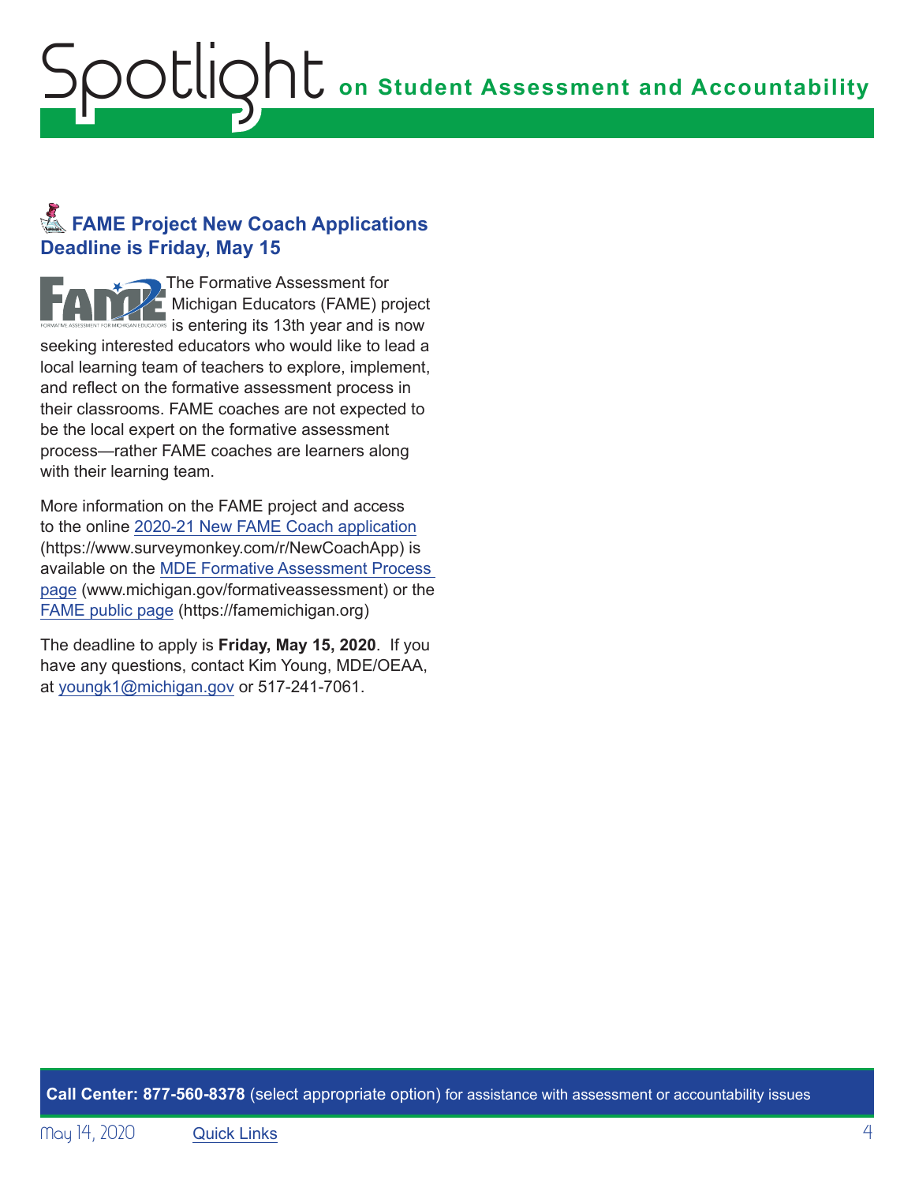## FAME Project New Coach Applications Deadline is Friday, May 15

The Formative Assessment for Michigan Educators (FAME) project is entering its 13th year and is now seeking interested educators who would like to lead a local learning team of teachers to explore, implement, and reflect on the formative assessment process in their classrooms. FAME coaches are not expected to be the local expert on the formative assessment process—rather FAME coaches are learners along with their learning team.

More information on the FAME project and access to the online 2020-21 New FAME Coach application (https://www.surveymonkey.com/r/NewCoachApp) is available on the MDE Formative Assessment Process page (www.michigan.gov/formativeassessment) or the FAME public page (https://famemichigan.org)

The deadline to apply is **Friday, May 15, 2020**. If you have any questions, contact Kim Young, MDE/OEAA, at youngk1@michigan.gov or 517-241-7061.

**Call Center: 877-560-8378** (select appropriate option) for assistance with assessment or accountability issues